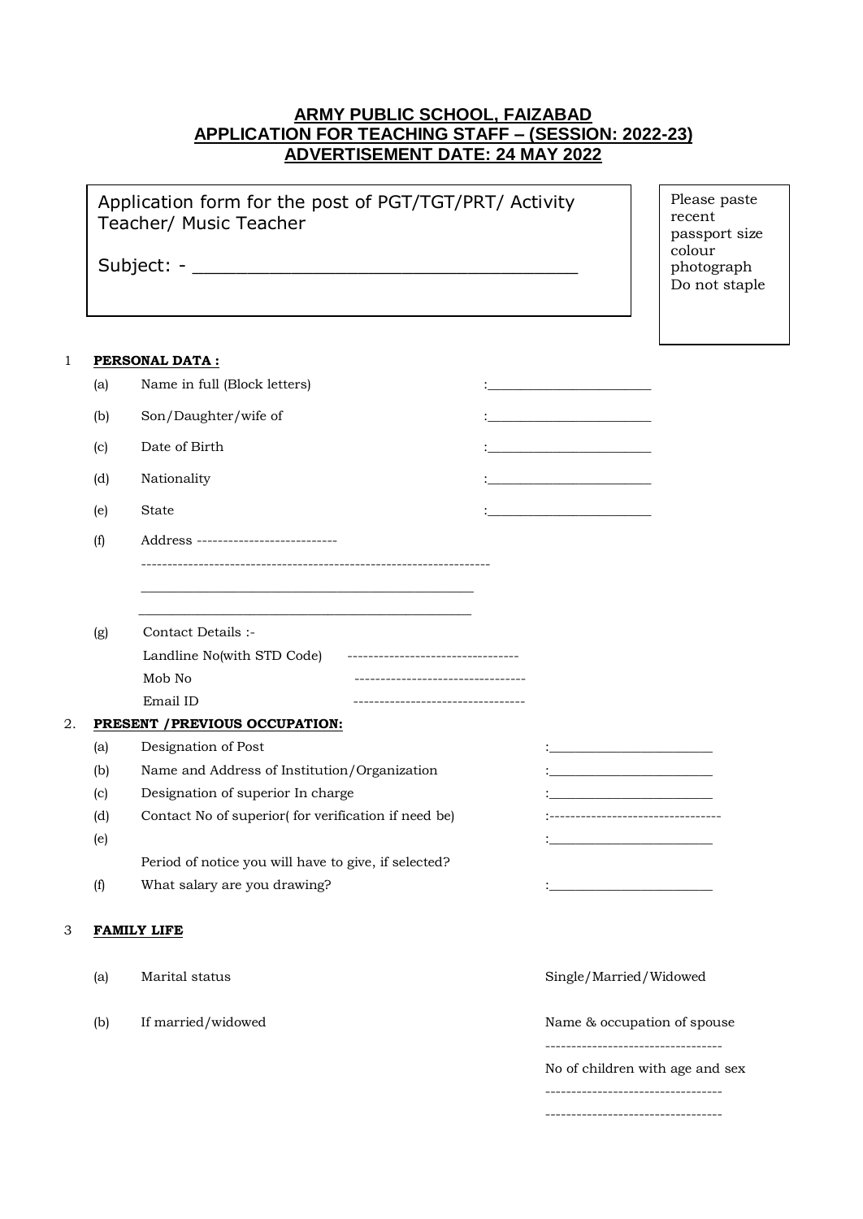# ARMY PUBLIC SCHOOL, FAIZABAD
## APPLICATION FOR TEACHING STAFF – (SESSION: 2022-23)
## ADVERTISEMENT DATE: 24 MAY 2022

Application form for the post of PGT/TGT/PRT/ Activity Teacher/ Music Teacher

Subject: - ___________________________________

Please paste recent passport size colour photograph Do not staple

1 **PERSONAL DATA :**

(a) Name in full (Block letters) :_______________________

(b) Son/Daughter/wife of :_______________________

(c) Date of Birth :_______________________

(d) Nationality :_______________________

(e) State :_______________________

(f) Address ---------------------------

-------------------------------------------------------------------

_______________________________________________

_______________________________________________

(g) Contact Details :-

Landline No(with STD Code) ---------------------------------

Mob No ---------------------------------

Email ID ---------------------------------

2. **PRESENT /PREVIOUS OCCUPATION:**

(a) Designation of Post :_______________________

(b) Name and Address of Institution/Organization :_______________________

(c) Designation of superior In charge :_______________________

(d) Contact No of superior( for verification if need be) :---------------------------------

(e) Period of notice you will have to give, if selected? :_______________________

(f) What salary are you drawing? :_______________________

3 **FAMILY LIFE**

(a) Marital status Single/Married/Widowed

(b) If married/widowed Name & occupation of spouse

---------------------------------

No of children with age and sex

---------------------------------

---------------------------------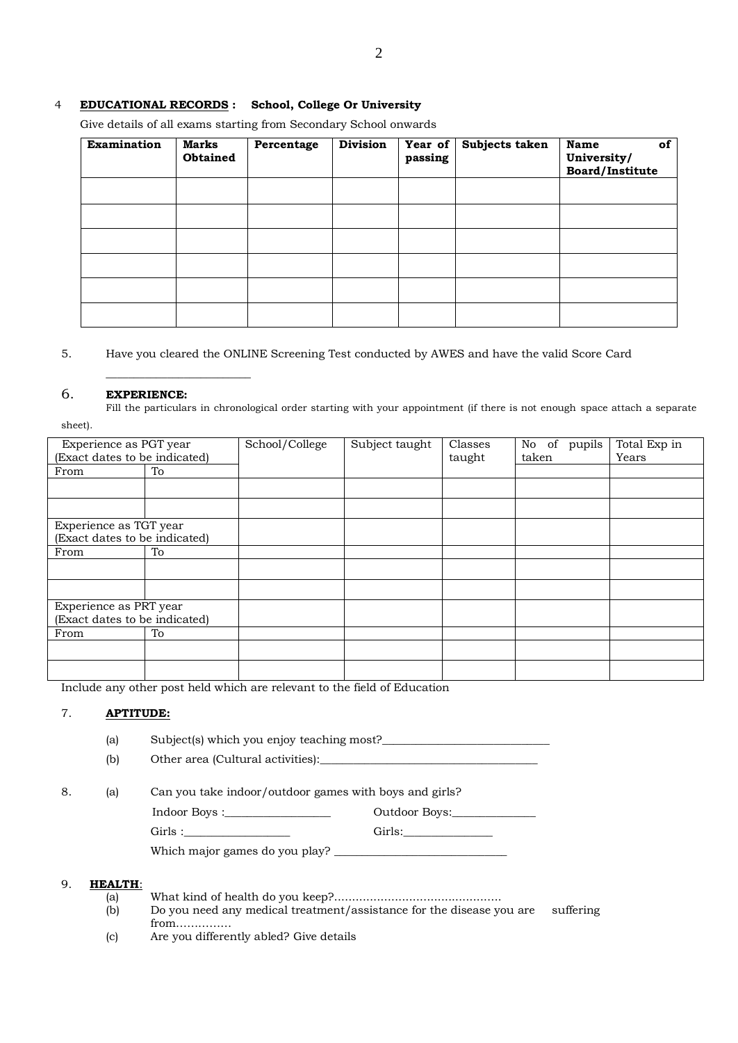4 **EDUCATIONAL RECORDS :** **School, College Or University**

Give details of all exams starting from Secondary School onwards

| **Examination** | **Marks Obtained** | **Percentage** | **Division** | **Year of passing** | **Subjects taken** | **Name of University/ Board/Institute** |
|---|---|---|---|---|---|---|
| | | | | | | |
| | | | | | | |
| | | | | | | |
| | | | | | | |
| | | | | | | |
| | | | | | | |

5. Have you cleared the ONLINE Screening Test conducted by AWES and have the valid Score Card ________________________

6. **EXPERIENCE:**

Fill the particulars in chronological order starting with your appointment (if there is not enough space attach a separate sheet).

| Experience as PGT year (Exact dates to be indicated) | | School/College | Subject taught | Classes taught | No of pupils taken | Total Exp in Years |
|---|---|---|---|---|---|---|
| From | To | | | | | |
| | | | | | | |
| | | | | | | |
| Experience as TGT year (Exact dates to be indicated) | | | | | | |
| From | To | | | | | |
| | | | | | | |
| | | | | | | |
| Experience as PRT year (Exact dates to be indicated) | | | | | | |
| From | To | | | | | |
| | | | | | | |
| | | | | | | |

Include any other post held which are relevant to the field of Education

7. **APTITUDE:**

(a) Subject(s) which you enjoy teaching most?____________________________

(b) Other area (Cultural activities):_____________________________________

8. (a) Can you take indoor/outdoor games with boys and girls?

Indoor Boys :_________________ Outdoor Boys:_____________

Girls :_________________ Girls:______________

Which major games do you play? _____________________________

9. **HEALTH**:

(a) What kind of health do you keep?..............................................

(b) Do you need any medical treatment/assistance for the disease you are suffering from……………

(c) Are you differently abled? Give details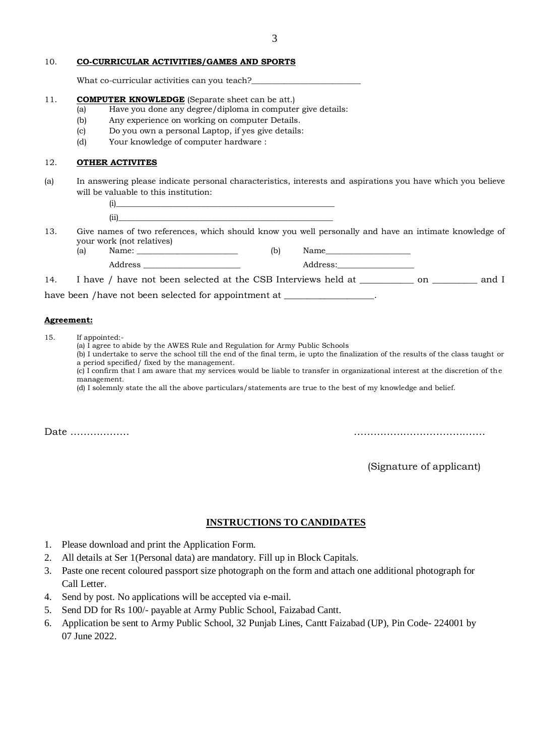10. **CO-CURRICULAR ACTIVITIES/GAMES AND SPORTS**

What co-curricular activities can you teach?___________________________

11. **COMPUTER KNOWLEDGE** (Separate sheet can be att.)
    - (a) Have you done any degree/diploma in computer give details:
    - (b) Any experience on working on computer Details.
    - (c) Do you own a personal Laptop, if yes give details:
    - (d) Your knowledge of computer hardware :

12. **OTHER ACTIVITES**

(a) In answering please indicate personal characteristics, interests and aspirations you have which you believe will be valuable to this institution:

(i)_______________________________________________________

(ii)______________________________________________________

13. Give names of two references, which should know you well personally and have an intimate knowledge of your work (not relatives)

(a) Name: ________________________ (b) Name____________________

Address ________________________ Address:__________________

14. I have / have not been selected at the CSB Interviews held at ___________ on _________ and I have been /have not been selected for appointment at ___________________.

**Agreement:**

15. If appointed:-

(a) I agree to abide by the AWES Rule and Regulation for Army Public Schools

(b) I undertake to serve the school till the end of the final term, ie upto the finalization of the results of the class taught or a period specified/ fixed by the management.

(c) I confirm that I am aware that my services would be liable to transfer in organizational interest at the discretion of the management.

(d) I solemnly state the all the above particulars/statements are true to the best of my knowledge and belief.

Date ………………

……………………………………

(Signature of applicant)

## INSTRUCTIONS TO CANDIDATES

1. Please download and print the Application Form.
2. All details at Ser 1(Personal data) are mandatory. Fill up in Block Capitals.
3. Paste one recent coloured passport size photograph on the form and attach one additional photograph for Call Letter.
4. Send by post. No applications will be accepted via e-mail.
5. Send DD for Rs 100/- payable at Army Public School, Faizabad Cantt.
6. Application be sent to Army Public School, 32 Punjab Lines, Cantt Faizabad (UP), Pin Code- 224001 by 07 June 2022.